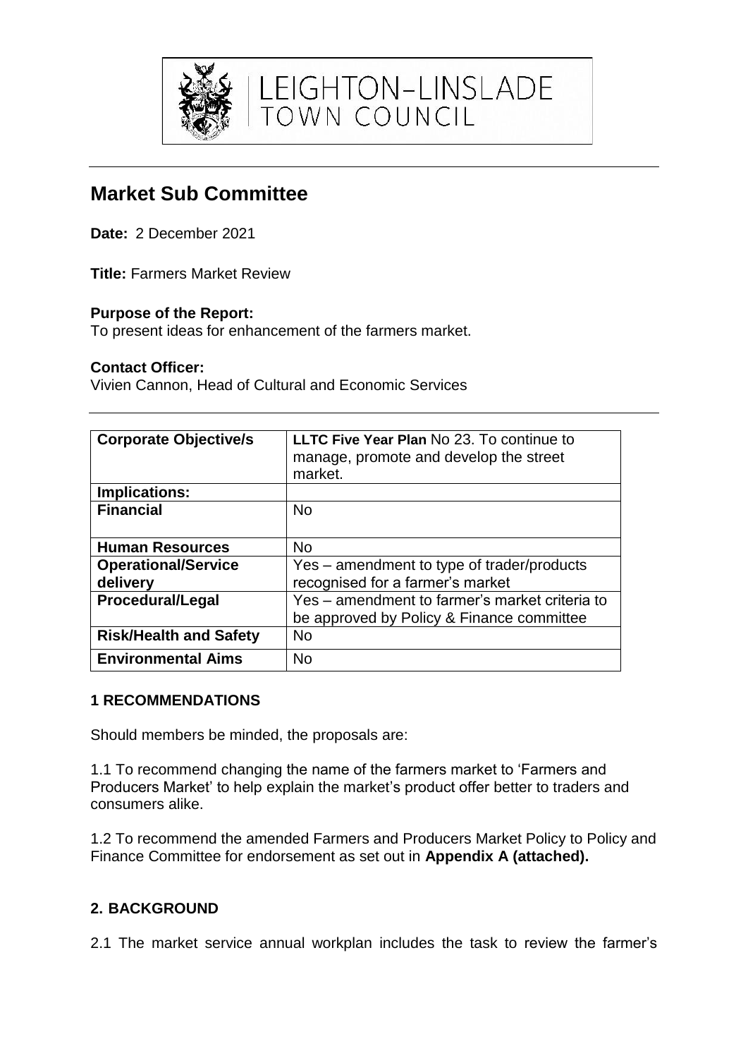LEIGHTON-LINSLADE TOWN COUNCIL

# Market Sub Committee

**Date:** 2 December 2021

**Title:** Farmers Market Review

**Purpose of the Report:**
To present ideas for enhancement of the farmers market.

**Contact Officer:**
Vivien Cannon, Head of Cultural and Economic Services

| **Corporate Objective/s** | **LLTC Five Year Plan** No 23. To continue to manage, promote and develop the street market. |
|---|---|
| **Implications:** | |
| **Financial** | No |
| **Human Resources** | No |
| **Operational/Service delivery** | Yes – amendment to type of trader/products recognised for a farmer's market |
| **Procedural/Legal** | Yes – amendment to farmer's market criteria to be approved by Policy & Finance committee |
| **Risk/Health and Safety** | No |
| **Environmental Aims** | No |

## 1 RECOMMENDATIONS

Should members be minded, the proposals are:

1.1 To recommend changing the name of the farmers market to 'Farmers and Producers Market' to help explain the market's product offer better to traders and consumers alike.

1.2 To recommend the amended Farmers and Producers Market Policy to Policy and Finance Committee for endorsement as set out in **Appendix A (attached).**

## 2. BACKGROUND

2.1 The market service annual workplan includes the task to review the farmer's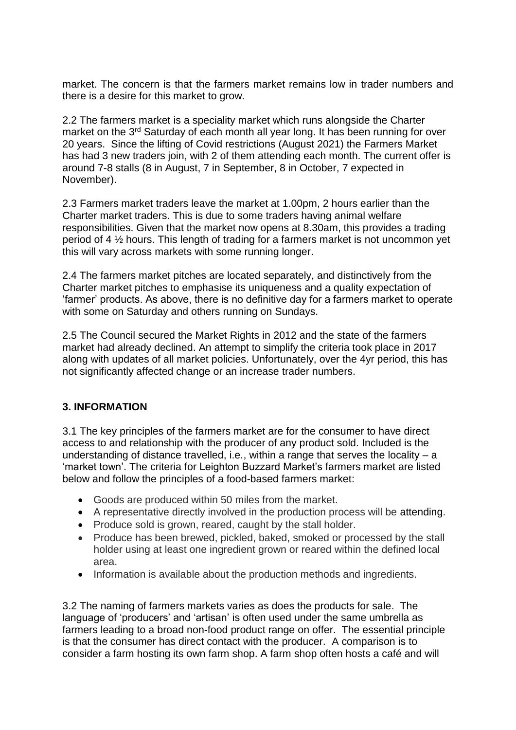market. The concern is that the farmers market remains low in trader numbers and there is a desire for this market to grow.

2.2 The farmers market is a speciality market which runs alongside the Charter market on the 3rd Saturday of each month all year long. It has been running for over 20 years. Since the lifting of Covid restrictions (August 2021) the Farmers Market has had 3 new traders join, with 2 of them attending each month. The current offer is around 7-8 stalls (8 in August, 7 in September, 8 in October, 7 expected in November).

2.3 Farmers market traders leave the market at 1.00pm, 2 hours earlier than the Charter market traders. This is due to some traders having animal welfare responsibilities. Given that the market now opens at 8.30am, this provides a trading period of 4 ½ hours. This length of trading for a farmers market is not uncommon yet this will vary across markets with some running longer.

2.4 The farmers market pitches are located separately, and distinctively from the Charter market pitches to emphasise its uniqueness and a quality expectation of 'farmer' products. As above, there is no definitive day for a farmers market to operate with some on Saturday and others running on Sundays.

2.5 The Council secured the Market Rights in 2012 and the state of the farmers market had already declined. An attempt to simplify the criteria took place in 2017 along with updates of all market policies. Unfortunately, over the 4yr period, this has not significantly affected change or an increase trader numbers.

## 3. INFORMATION

3.1 The key principles of the farmers market are for the consumer to have direct access to and relationship with the producer of any product sold. Included is the understanding of distance travelled, i.e., within a range that serves the locality – a 'market town'. The criteria for Leighton Buzzard Market's farmers market are listed below and follow the principles of a food-based farmers market:

- Goods are produced within 50 miles from the market.
- A representative directly involved in the production process will be attending.
- Produce sold is grown, reared, caught by the stall holder.
- Produce has been brewed, pickled, baked, smoked or processed by the stall holder using at least one ingredient grown or reared within the defined local area.
- Information is available about the production methods and ingredients.

3.2 The naming of farmers markets varies as does the products for sale. The language of 'producers' and 'artisan' is often used under the same umbrella as farmers leading to a broad non-food product range on offer. The essential principle is that the consumer has direct contact with the producer. A comparison is to consider a farm hosting its own farm shop. A farm shop often hosts a café and will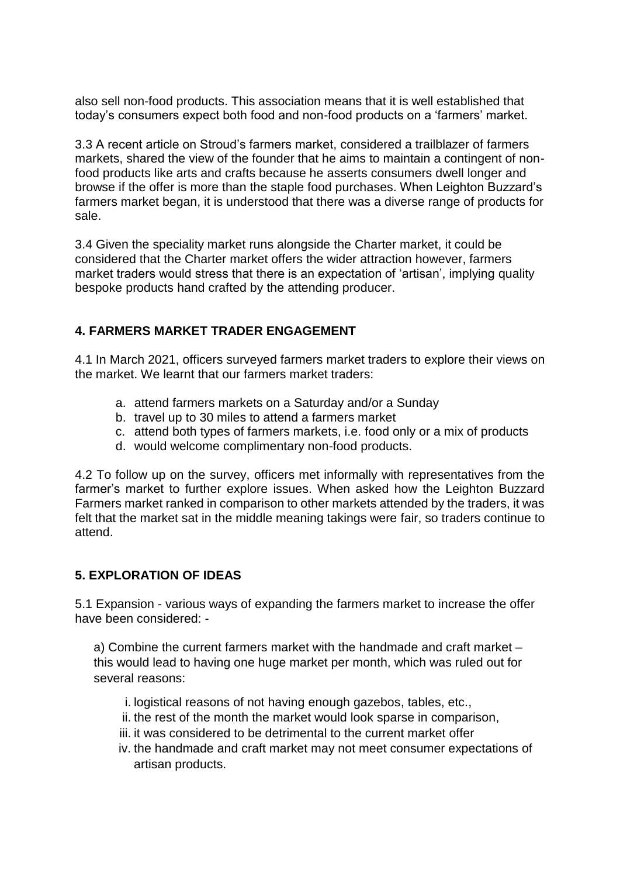also sell non-food products. This association means that it is well established that today's consumers expect both food and non-food products on a 'farmers' market.

3.3 A recent article on Stroud's farmers market, considered a trailblazer of farmers markets, shared the view of the founder that he aims to maintain a contingent of non-food products like arts and crafts because he asserts consumers dwell longer and browse if the offer is more than the staple food purchases. When Leighton Buzzard's farmers market began, it is understood that there was a diverse range of products for sale.

3.4 Given the speciality market runs alongside the Charter market, it could be considered that the Charter market offers the wider attraction however, farmers market traders would stress that there is an expectation of 'artisan', implying quality bespoke products hand crafted by the attending producer.

## 4. FARMERS MARKET TRADER ENGAGEMENT

4.1 In March 2021, officers surveyed farmers market traders to explore their views on the market. We learnt that our farmers market traders:

a. attend farmers markets on a Saturday and/or a Sunday
b. travel up to 30 miles to attend a farmers market
c. attend both types of farmers markets, i.e. food only or a mix of products
d. would welcome complimentary non-food products.

4.2 To follow up on the survey, officers met informally with representatives from the farmer's market to further explore issues. When asked how the Leighton Buzzard Farmers market ranked in comparison to other markets attended by the traders, it was felt that the market sat in the middle meaning takings were fair, so traders continue to attend.

## 5. EXPLORATION OF IDEAS

5.1 Expansion - various ways of expanding the farmers market to increase the offer have been considered: -

a) Combine the current farmers market with the handmade and craft market – this would lead to having one huge market per month, which was ruled out for several reasons:

i. logistical reasons of not having enough gazebos, tables, etc.,
ii. the rest of the month the market would look sparse in comparison,
iii. it was considered to be detrimental to the current market offer
iv. the handmade and craft market may not meet consumer expectations of artisan products.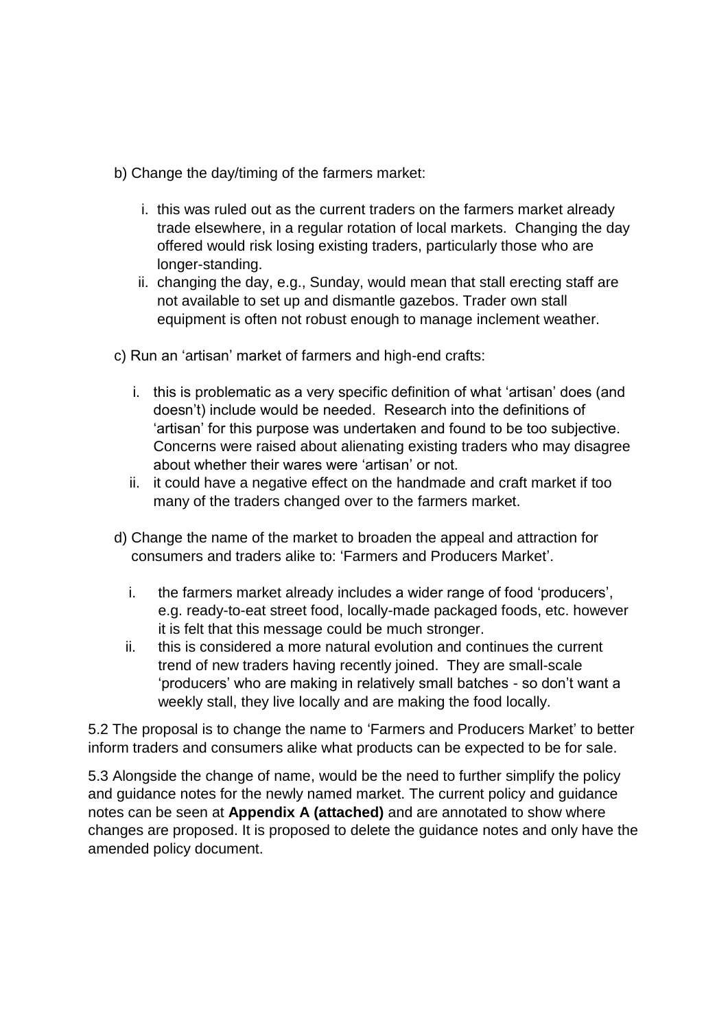b) Change the day/timing of the farmers market:

  i. this was ruled out as the current traders on the farmers market already trade elsewhere, in a regular rotation of local markets. Changing the day offered would risk losing existing traders, particularly those who are longer-standing.
  ii. changing the day, e.g., Sunday, would mean that stall erecting staff are not available to set up and dismantle gazebos. Trader own stall equipment is often not robust enough to manage inclement weather.

c) Run an 'artisan' market of farmers and high-end crafts:

  i. this is problematic as a very specific definition of what 'artisan' does (and doesn't) include would be needed. Research into the definitions of 'artisan' for this purpose was undertaken and found to be too subjective. Concerns were raised about alienating existing traders who may disagree about whether their wares were 'artisan' or not.
  ii. it could have a negative effect on the handmade and craft market if too many of the traders changed over to the farmers market.

d) Change the name of the market to broaden the appeal and attraction for consumers and traders alike to: 'Farmers and Producers Market'.

  i. the farmers market already includes a wider range of food 'producers', e.g. ready-to-eat street food, locally-made packaged foods, etc. however it is felt that this message could be much stronger.
  ii. this is considered a more natural evolution and continues the current trend of new traders having recently joined. They are small-scale 'producers' who are making in relatively small batches - so don't want a weekly stall, they live locally and are making the food locally.

5.2 The proposal is to change the name to 'Farmers and Producers Market' to better inform traders and consumers alike what products can be expected to be for sale.

5.3 Alongside the change of name, would be the need to further simplify the policy and guidance notes for the newly named market. The current policy and guidance notes can be seen at **Appendix A (attached)** and are annotated to show where changes are proposed. It is proposed to delete the guidance notes and only have the amended policy document.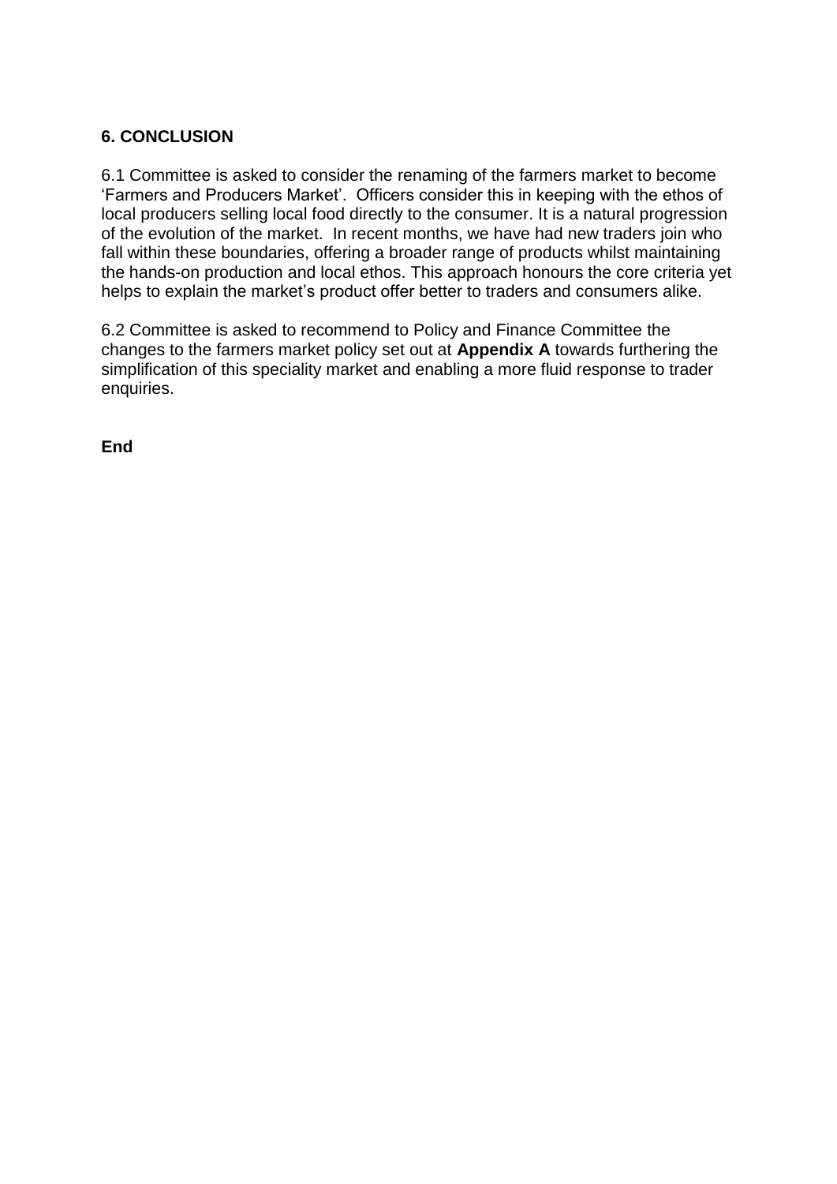## 6. CONCLUSION

6.1 Committee is asked to consider the renaming of the farmers market to become 'Farmers and Producers Market'. Officers consider this in keeping with the ethos of local producers selling local food directly to the consumer. It is a natural progression of the evolution of the market. In recent months, we have had new traders join who fall within these boundaries, offering a broader range of products whilst maintaining the hands-on production and local ethos. This approach honours the core criteria yet helps to explain the market's product offer better to traders and consumers alike.

6.2 Committee is asked to recommend to Policy and Finance Committee the changes to the farmers market policy set out at **Appendix A** towards furthering the simplification of this speciality market and enabling a more fluid response to trader enquiries.

**End**